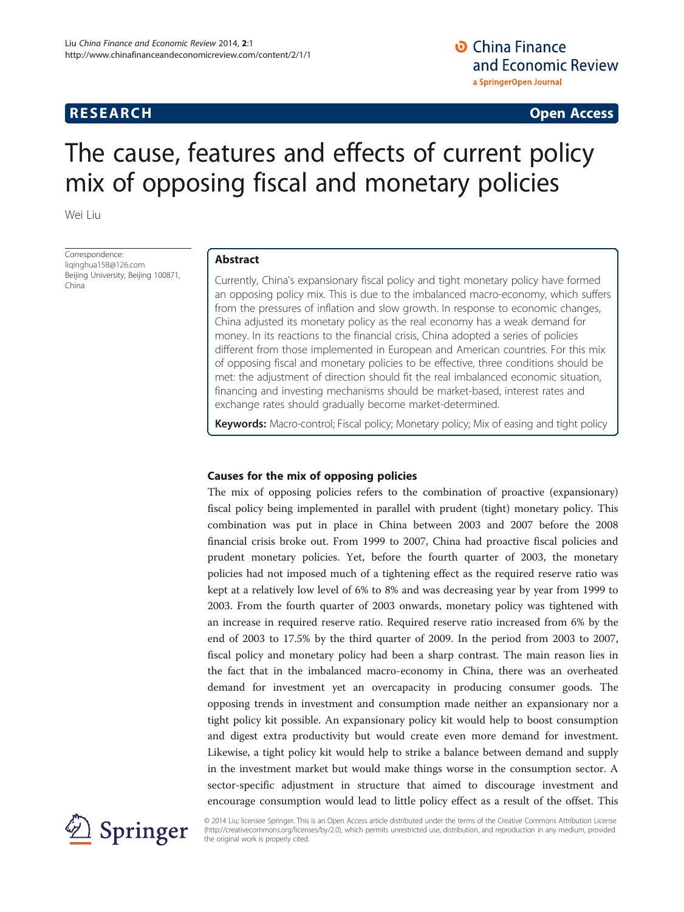RESEARCH Open Access

# The cause, features and effects of current policy mix of opposing fiscal and monetary policies

Wei Liu

Correspondence: liqinghua158@126.com
Beijing University, Beijing 100871, China

## Abstract

Currently, China's expansionary fiscal policy and tight monetary policy have formed an opposing policy mix. This is due to the imbalanced macro-economy, which suffers from the pressures of inflation and slow growth. In response to economic changes, China adjusted its monetary policy as the real economy has a weak demand for money. In its reactions to the financial crisis, China adopted a series of policies different from those implemented in European and American countries. For this mix of opposing fiscal and monetary policies to be effective, three conditions should be met: the adjustment of direction should fit the real imbalanced economic situation, financing and investing mechanisms should be market-based, interest rates and exchange rates should gradually become market-determined.

**Keywords:** Macro-control; Fiscal policy; Monetary policy; Mix of easing and tight policy

## Causes for the mix of opposing policies

The mix of opposing policies refers to the combination of proactive (expansionary) fiscal policy being implemented in parallel with prudent (tight) monetary policy. This combination was put in place in China between 2003 and 2007 before the 2008 financial crisis broke out. From 1999 to 2007, China had proactive fiscal policies and prudent monetary policies. Yet, before the fourth quarter of 2003, the monetary policies had not imposed much of a tightening effect as the required reserve ratio was kept at a relatively low level of 6% to 8% and was decreasing year by year from 1999 to 2003. From the fourth quarter of 2003 onwards, monetary policy was tightened with an increase in required reserve ratio. Required reserve ratio increased from 6% by the end of 2003 to 17.5% by the third quarter of 2009. In the period from 2003 to 2007, fiscal policy and monetary policy had been a sharp contrast. The main reason lies in the fact that in the imbalanced macro-economy in China, there was an overheated demand for investment yet an overcapacity in producing consumer goods. The opposing trends in investment and consumption made neither an expansionary nor a tight policy kit possible. An expansionary policy kit would help to boost consumption and digest extra productivity but would create even more demand for investment. Likewise, a tight policy kit would help to strike a balance between demand and supply in the investment market but would make things worse in the consumption sector. A sector-specific adjustment in structure that aimed to discourage investment and encourage consumption would lead to little policy effect as a result of the offset. This

© 2014 Liu; licensee Springer. This is an Open Access article distributed under the terms of the Creative Commons Attribution License (http://creativecommons.org/licenses/by/2.0), which permits unrestricted use, distribution, and reproduction in any medium, provided the original work is properly cited.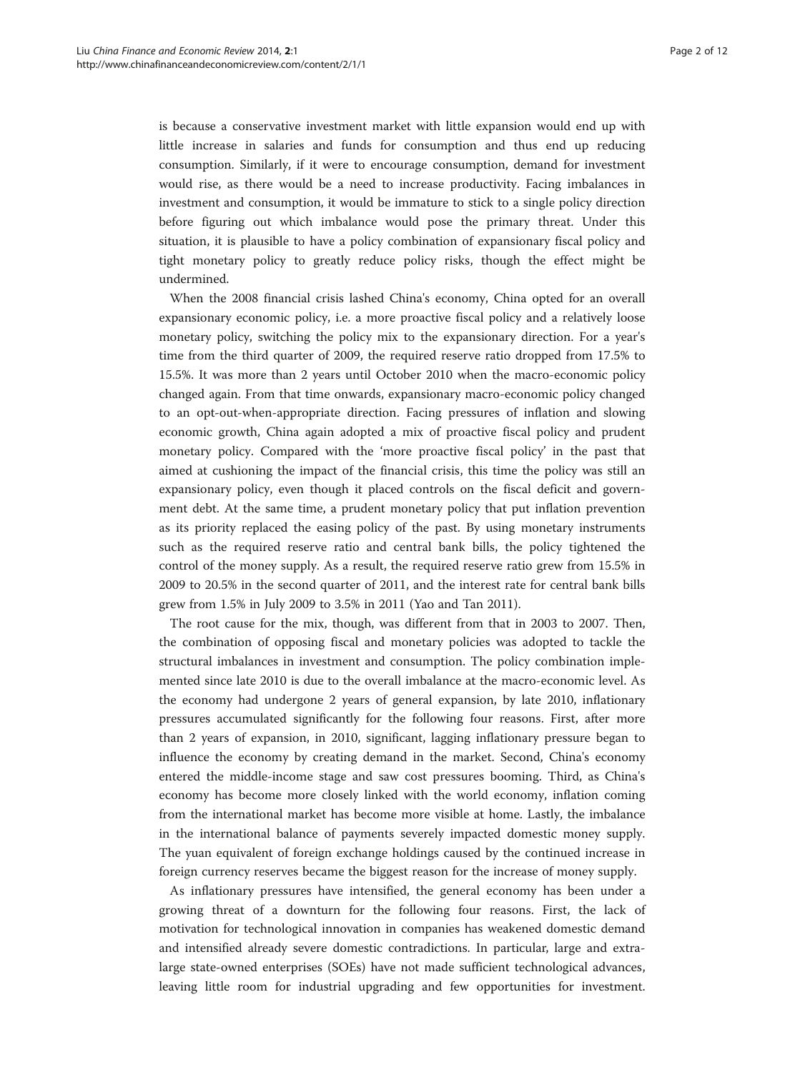is because a conservative investment market with little expansion would end up with little increase in salaries and funds for consumption and thus end up reducing consumption. Similarly, if it were to encourage consumption, demand for investment would rise, as there would be a need to increase productivity. Facing imbalances in investment and consumption, it would be immature to stick to a single policy direction before figuring out which imbalance would pose the primary threat. Under this situation, it is plausible to have a policy combination of expansionary fiscal policy and tight monetary policy to greatly reduce policy risks, though the effect might be undermined.

When the 2008 financial crisis lashed China's economy, China opted for an overall expansionary economic policy, i.e. a more proactive fiscal policy and a relatively loose monetary policy, switching the policy mix to the expansionary direction. For a year's time from the third quarter of 2009, the required reserve ratio dropped from 17.5% to 15.5%. It was more than 2 years until October 2010 when the macro-economic policy changed again. From that time onwards, expansionary macro-economic policy changed to an opt-out-when-appropriate direction. Facing pressures of inflation and slowing economic growth, China again adopted a mix of proactive fiscal policy and prudent monetary policy. Compared with the 'more proactive fiscal policy' in the past that aimed at cushioning the impact of the financial crisis, this time the policy was still an expansionary policy, even though it placed controls on the fiscal deficit and government debt. At the same time, a prudent monetary policy that put inflation prevention as its priority replaced the easing policy of the past. By using monetary instruments such as the required reserve ratio and central bank bills, the policy tightened the control of the money supply. As a result, the required reserve ratio grew from 15.5% in 2009 to 20.5% in the second quarter of 2011, and the interest rate for central bank bills grew from 1.5% in July 2009 to 3.5% in 2011 (Yao and Tan 2011).

The root cause for the mix, though, was different from that in 2003 to 2007. Then, the combination of opposing fiscal and monetary policies was adopted to tackle the structural imbalances in investment and consumption. The policy combination implemented since late 2010 is due to the overall imbalance at the macro-economic level. As the economy had undergone 2 years of general expansion, by late 2010, inflationary pressures accumulated significantly for the following four reasons. First, after more than 2 years of expansion, in 2010, significant, lagging inflationary pressure began to influence the economy by creating demand in the market. Second, China's economy entered the middle-income stage and saw cost pressures booming. Third, as China's economy has become more closely linked with the world economy, inflation coming from the international market has become more visible at home. Lastly, the imbalance in the international balance of payments severely impacted domestic money supply. The yuan equivalent of foreign exchange holdings caused by the continued increase in foreign currency reserves became the biggest reason for the increase of money supply.

As inflationary pressures have intensified, the general economy has been under a growing threat of a downturn for the following four reasons. First, the lack of motivation for technological innovation in companies has weakened domestic demand and intensified already severe domestic contradictions. In particular, large and extra-large state-owned enterprises (SOEs) have not made sufficient technological advances, leaving little room for industrial upgrading and few opportunities for investment.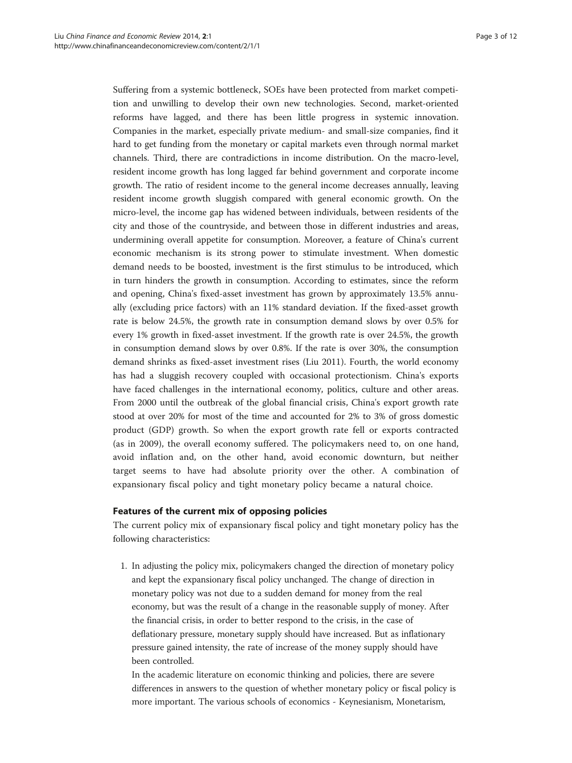Suffering from a systemic bottleneck, SOEs have been protected from market competition and unwilling to develop their own new technologies. Second, market-oriented reforms have lagged, and there has been little progress in systemic innovation. Companies in the market, especially private medium- and small-size companies, find it hard to get funding from the monetary or capital markets even through normal market channels. Third, there are contradictions in income distribution. On the macro-level, resident income growth has long lagged far behind government and corporate income growth. The ratio of resident income to the general income decreases annually, leaving resident income growth sluggish compared with general economic growth. On the micro-level, the income gap has widened between individuals, between residents of the city and those of the countryside, and between those in different industries and areas, undermining overall appetite for consumption. Moreover, a feature of China's current economic mechanism is its strong power to stimulate investment. When domestic demand needs to be boosted, investment is the first stimulus to be introduced, which in turn hinders the growth in consumption. According to estimates, since the reform and opening, China's fixed-asset investment has grown by approximately 13.5% annually (excluding price factors) with an 11% standard deviation. If the fixed-asset growth rate is below 24.5%, the growth rate in consumption demand slows by over 0.5% for every 1% growth in fixed-asset investment. If the growth rate is over 24.5%, the growth in consumption demand slows by over 0.8%. If the rate is over 30%, the consumption demand shrinks as fixed-asset investment rises (Liu 2011). Fourth, the world economy has had a sluggish recovery coupled with occasional protectionism. China's exports have faced challenges in the international economy, politics, culture and other areas. From 2000 until the outbreak of the global financial crisis, China's export growth rate stood at over 20% for most of the time and accounted for 2% to 3% of gross domestic product (GDP) growth. So when the export growth rate fell or exports contracted (as in 2009), the overall economy suffered. The policymakers need to, on one hand, avoid inflation and, on the other hand, avoid economic downturn, but neither target seems to have had absolute priority over the other. A combination of expansionary fiscal policy and tight monetary policy became a natural choice.

## Features of the current mix of opposing policies

The current policy mix of expansionary fiscal policy and tight monetary policy has the following characteristics:

1. In adjusting the policy mix, policymakers changed the direction of monetary policy and kept the expansionary fiscal policy unchanged. The change of direction in monetary policy was not due to a sudden demand for money from the real economy, but was the result of a change in the reasonable supply of money. After the financial crisis, in order to better respond to the crisis, in the case of deflationary pressure, monetary supply should have increased. But as inflationary pressure gained intensity, the rate of increase of the money supply should have been controlled.

   In the academic literature on economic thinking and policies, there are severe differences in answers to the question of whether monetary policy or fiscal policy is more important. The various schools of economics - Keynesianism, Monetarism,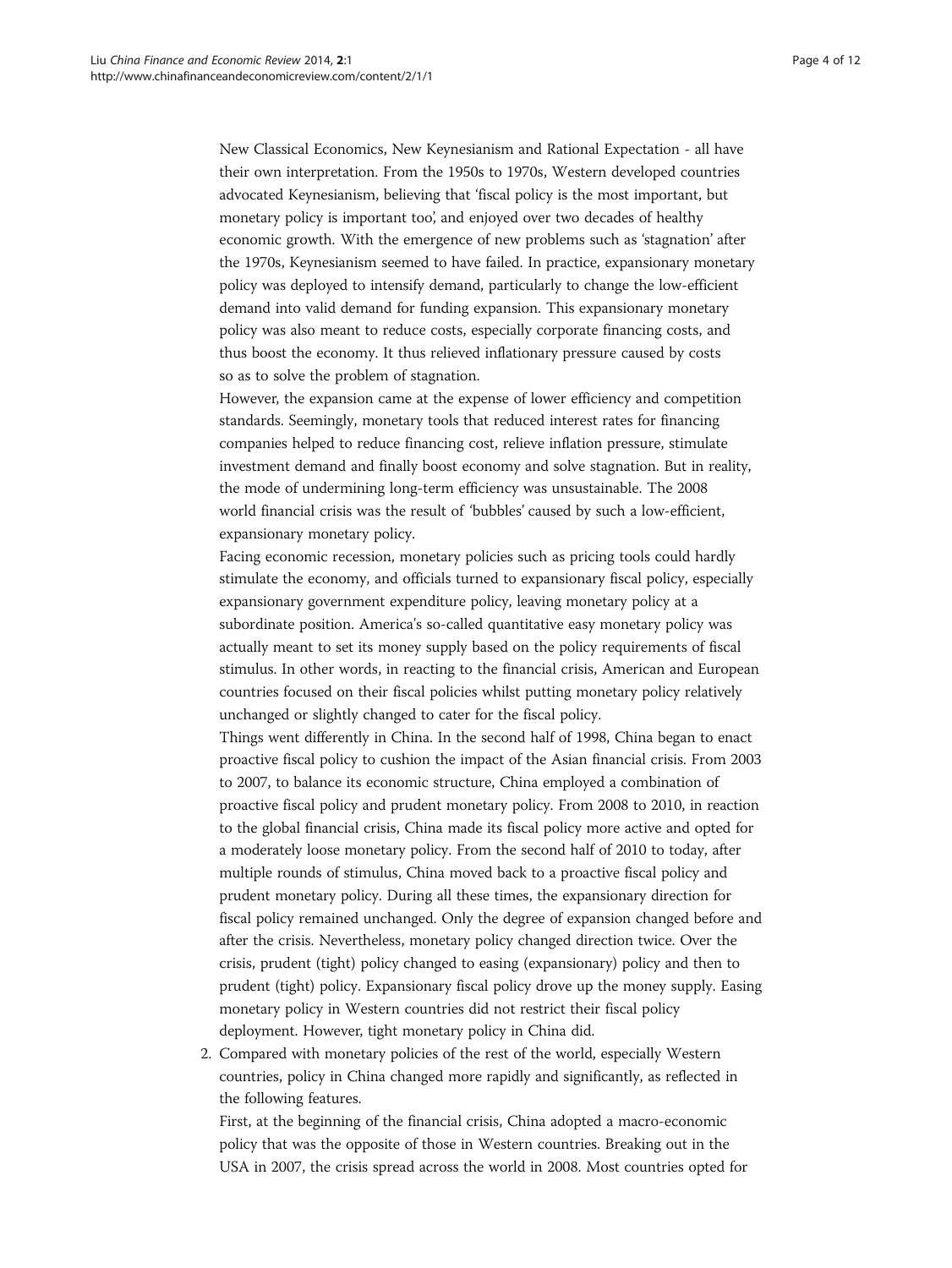New Classical Economics, New Keynesianism and Rational Expectation - all have their own interpretation. From the 1950s to 1970s, Western developed countries advocated Keynesianism, believing that 'fiscal policy is the most important, but monetary policy is important too', and enjoyed over two decades of healthy economic growth. With the emergence of new problems such as 'stagnation' after the 1970s, Keynesianism seemed to have failed. In practice, expansionary monetary policy was deployed to intensify demand, particularly to change the low-efficient demand into valid demand for funding expansion. This expansionary monetary policy was also meant to reduce costs, especially corporate financing costs, and thus boost the economy. It thus relieved inflationary pressure caused by costs so as to solve the problem of stagnation.

However, the expansion came at the expense of lower efficiency and competition standards. Seemingly, monetary tools that reduced interest rates for financing companies helped to reduce financing cost, relieve inflation pressure, stimulate investment demand and finally boost economy and solve stagnation. But in reality, the mode of undermining long-term efficiency was unsustainable. The 2008 world financial crisis was the result of 'bubbles' caused by such a low-efficient, expansionary monetary policy.

Facing economic recession, monetary policies such as pricing tools could hardly stimulate the economy, and officials turned to expansionary fiscal policy, especially expansionary government expenditure policy, leaving monetary policy at a subordinate position. America's so-called quantitative easy monetary policy was actually meant to set its money supply based on the policy requirements of fiscal stimulus. In other words, in reacting to the financial crisis, American and European countries focused on their fiscal policies whilst putting monetary policy relatively unchanged or slightly changed to cater for the fiscal policy.

Things went differently in China. In the second half of 1998, China began to enact proactive fiscal policy to cushion the impact of the Asian financial crisis. From 2003 to 2007, to balance its economic structure, China employed a combination of proactive fiscal policy and prudent monetary policy. From 2008 to 2010, in reaction to the global financial crisis, China made its fiscal policy more active and opted for a moderately loose monetary policy. From the second half of 2010 to today, after multiple rounds of stimulus, China moved back to a proactive fiscal policy and prudent monetary policy. During all these times, the expansionary direction for fiscal policy remained unchanged. Only the degree of expansion changed before and after the crisis. Nevertheless, monetary policy changed direction twice. Over the crisis, prudent (tight) policy changed to easing (expansionary) policy and then to prudent (tight) policy. Expansionary fiscal policy drove up the money supply. Easing monetary policy in Western countries did not restrict their fiscal policy deployment. However, tight monetary policy in China did.

2. Compared with monetary policies of the rest of the world, especially Western countries, policy in China changed more rapidly and significantly, as reflected in the following features.

   First, at the beginning of the financial crisis, China adopted a macro-economic policy that was the opposite of those in Western countries. Breaking out in the USA in 2007, the crisis spread across the world in 2008. Most countries opted for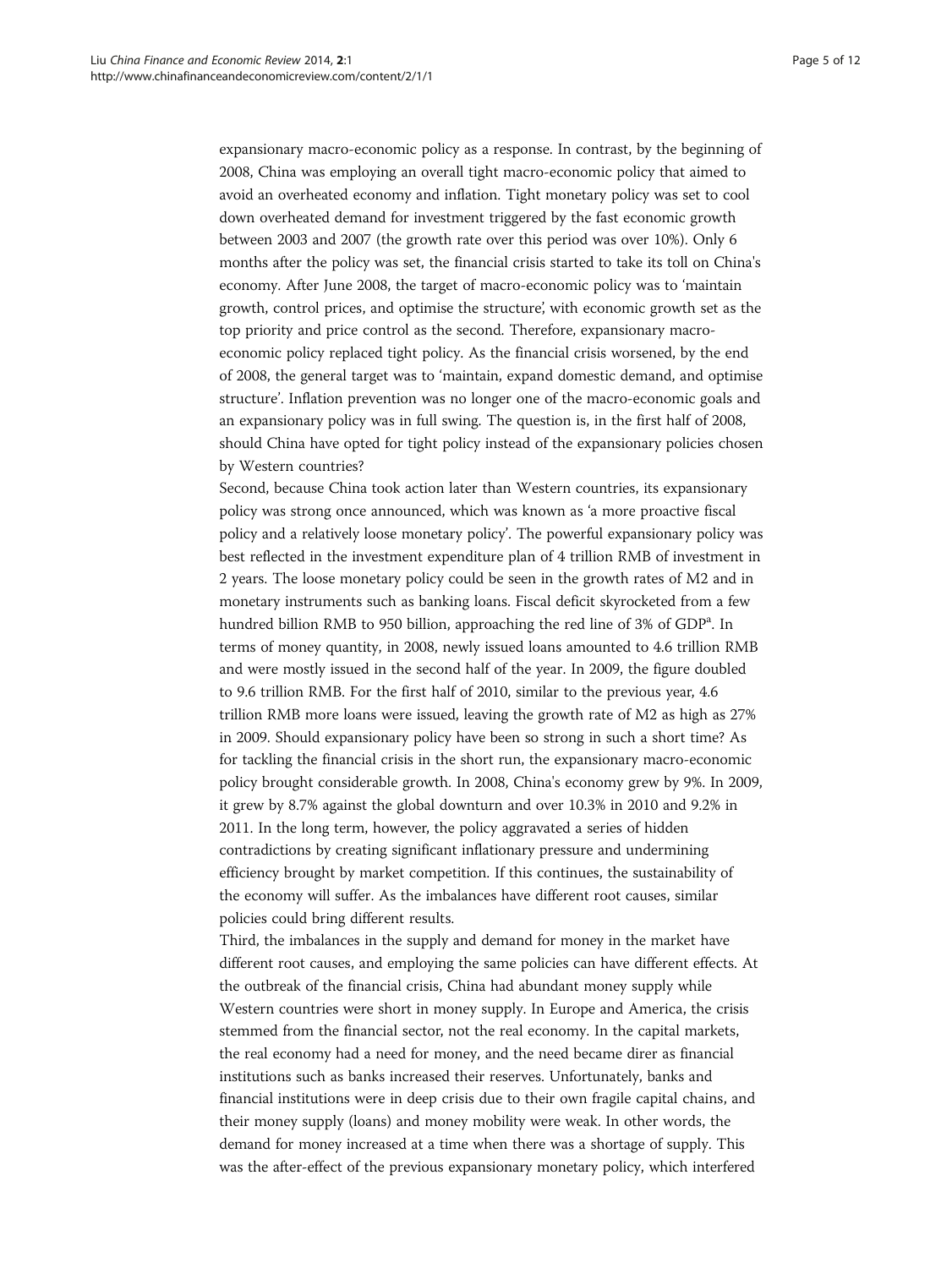expansionary macro-economic policy as a response. In contrast, by the beginning of 2008, China was employing an overall tight macro-economic policy that aimed to avoid an overheated economy and inflation. Tight monetary policy was set to cool down overheated demand for investment triggered by the fast economic growth between 2003 and 2007 (the growth rate over this period was over 10%). Only 6 months after the policy was set, the financial crisis started to take its toll on China's economy. After June 2008, the target of macro-economic policy was to 'maintain growth, control prices, and optimise the structure', with economic growth set as the top priority and price control as the second. Therefore, expansionary macro-economic policy replaced tight policy. As the financial crisis worsened, by the end of 2008, the general target was to 'maintain, expand domestic demand, and optimise structure'. Inflation prevention was no longer one of the macro-economic goals and an expansionary policy was in full swing. The question is, in the first half of 2008, should China have opted for tight policy instead of the expansionary policies chosen by Western countries?

Second, because China took action later than Western countries, its expansionary policy was strong once announced, which was known as 'a more proactive fiscal policy and a relatively loose monetary policy'. The powerful expansionary policy was best reflected in the investment expenditure plan of 4 trillion RMB of investment in 2 years. The loose monetary policy could be seen in the growth rates of M2 and in monetary instruments such as banking loans. Fiscal deficit skyrocketed from a few hundred billion RMB to 950 billion, approaching the red line of 3% of GDP[a]. In terms of money quantity, in 2008, newly issued loans amounted to 4.6 trillion RMB and were mostly issued in the second half of the year. In 2009, the figure doubled to 9.6 trillion RMB. For the first half of 2010, similar to the previous year, 4.6 trillion RMB more loans were issued, leaving the growth rate of M2 as high as 27% in 2009. Should expansionary policy have been so strong in such a short time? As for tackling the financial crisis in the short run, the expansionary macro-economic policy brought considerable growth. In 2008, China's economy grew by 9%. In 2009, it grew by 8.7% against the global downturn and over 10.3% in 2010 and 9.2% in 2011. In the long term, however, the policy aggravated a series of hidden contradictions by creating significant inflationary pressure and undermining efficiency brought by market competition. If this continues, the sustainability of the economy will suffer. As the imbalances have different root causes, similar policies could bring different results.

Third, the imbalances in the supply and demand for money in the market have different root causes, and employing the same policies can have different effects. At the outbreak of the financial crisis, China had abundant money supply while Western countries were short in money supply. In Europe and America, the crisis stemmed from the financial sector, not the real economy. In the capital markets, the real economy had a need for money, and the need became direr as financial institutions such as banks increased their reserves. Unfortunately, banks and financial institutions were in deep crisis due to their own fragile capital chains, and their money supply (loans) and money mobility were weak. In other words, the demand for money increased at a time when there was a shortage of supply. This was the after-effect of the previous expansionary monetary policy, which interfered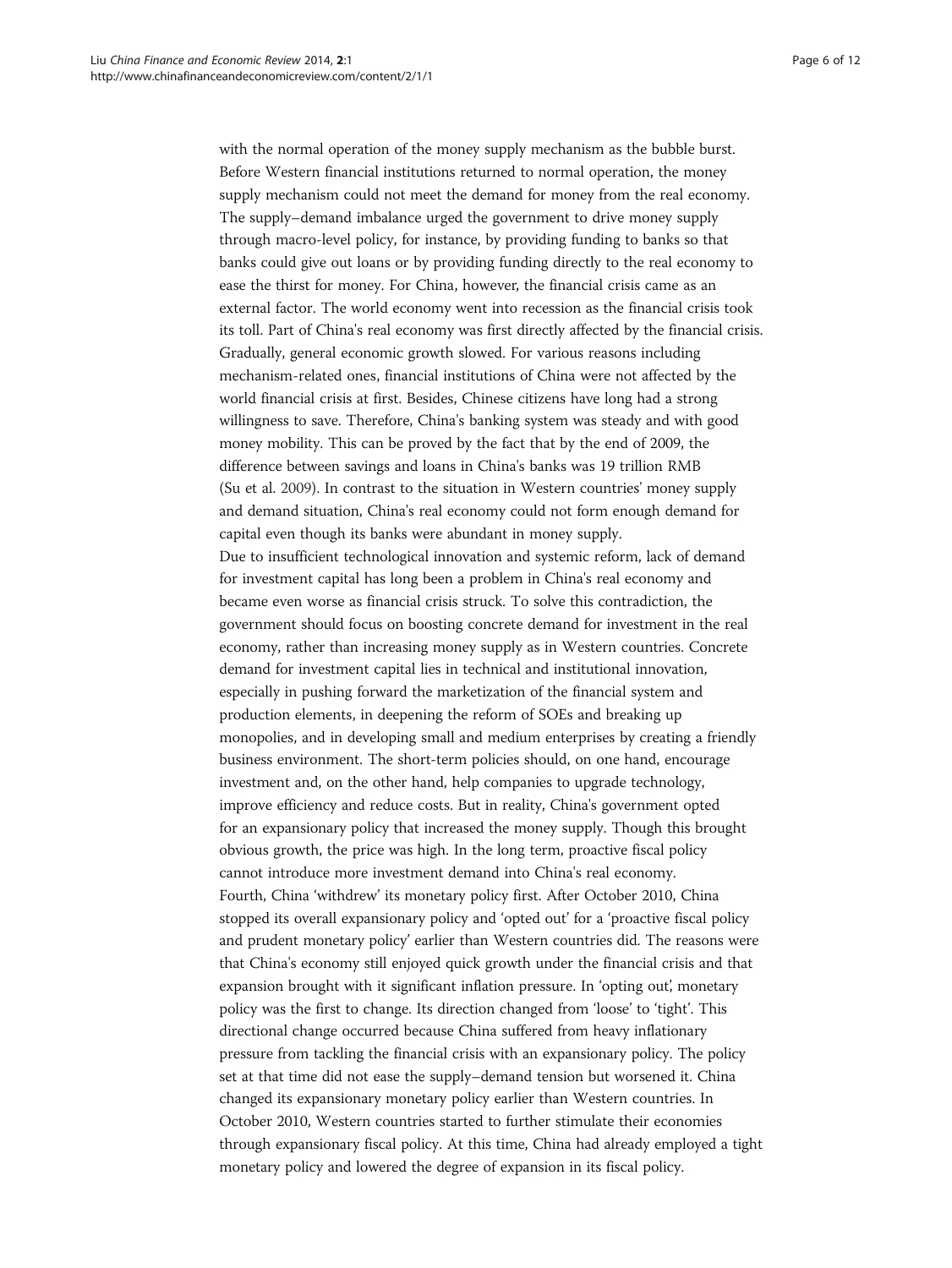with the normal operation of the money supply mechanism as the bubble burst. Before Western financial institutions returned to normal operation, the money supply mechanism could not meet the demand for money from the real economy. The supply–demand imbalance urged the government to drive money supply through macro-level policy, for instance, by providing funding to banks so that banks could give out loans or by providing funding directly to the real economy to ease the thirst for money. For China, however, the financial crisis came as an external factor. The world economy went into recession as the financial crisis took its toll. Part of China's real economy was first directly affected by the financial crisis. Gradually, general economic growth slowed. For various reasons including mechanism-related ones, financial institutions of China were not affected by the world financial crisis at first. Besides, Chinese citizens have long had a strong willingness to save. Therefore, China's banking system was steady and with good money mobility. This can be proved by the fact that by the end of 2009, the difference between savings and loans in China's banks was 19 trillion RMB (Su et al. 2009). In contrast to the situation in Western countries' money supply and demand situation, China's real economy could not form enough demand for capital even though its banks were abundant in money supply.

Due to insufficient technological innovation and systemic reform, lack of demand for investment capital has long been a problem in China's real economy and became even worse as financial crisis struck. To solve this contradiction, the government should focus on boosting concrete demand for investment in the real economy, rather than increasing money supply as in Western countries. Concrete demand for investment capital lies in technical and institutional innovation, especially in pushing forward the marketization of the financial system and production elements, in deepening the reform of SOEs and breaking up monopolies, and in developing small and medium enterprises by creating a friendly business environment. The short-term policies should, on one hand, encourage investment and, on the other hand, help companies to upgrade technology, improve efficiency and reduce costs. But in reality, China's government opted for an expansionary policy that increased the money supply. Though this brought obvious growth, the price was high. In the long term, proactive fiscal policy cannot introduce more investment demand into China's real economy.

Fourth, China 'withdrew' its monetary policy first. After October 2010, China stopped its overall expansionary policy and 'opted out' for a 'proactive fiscal policy and prudent monetary policy' earlier than Western countries did. The reasons were that China's economy still enjoyed quick growth under the financial crisis and that expansion brought with it significant inflation pressure. In 'opting out', monetary policy was the first to change. Its direction changed from 'loose' to 'tight'. This directional change occurred because China suffered from heavy inflationary pressure from tackling the financial crisis with an expansionary policy. The policy set at that time did not ease the supply–demand tension but worsened it. China changed its expansionary monetary policy earlier than Western countries. In October 2010, Western countries started to further stimulate their economies through expansionary fiscal policy. At this time, China had already employed a tight monetary policy and lowered the degree of expansion in its fiscal policy.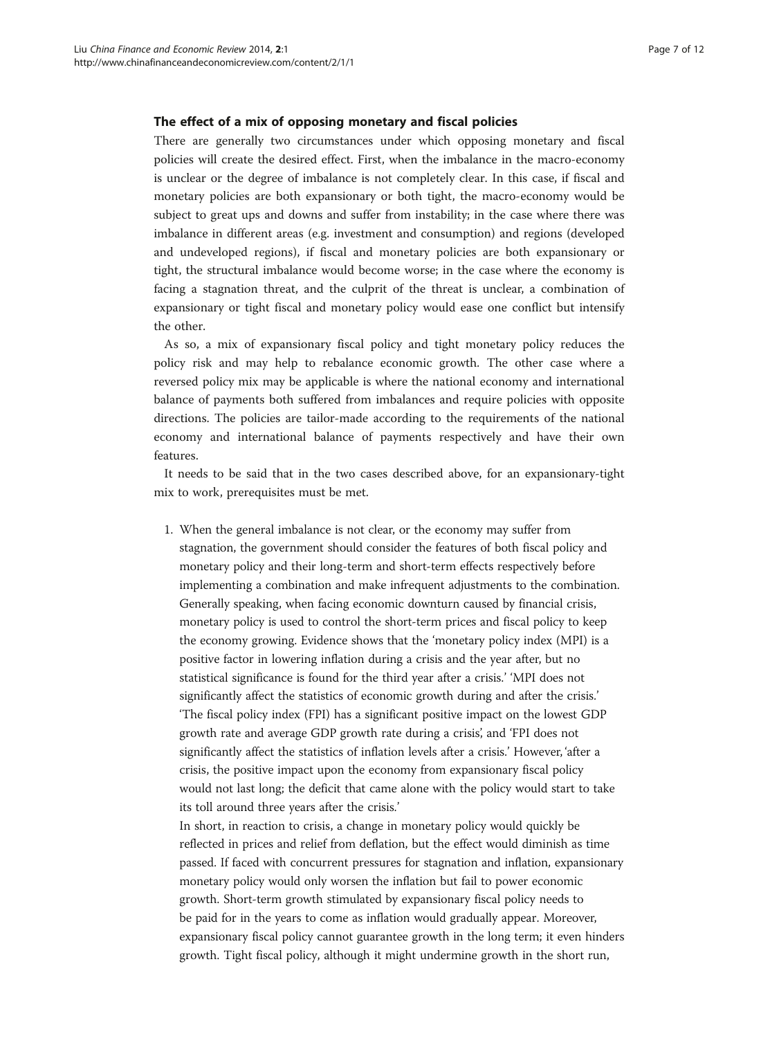### The effect of a mix of opposing monetary and fiscal policies

There are generally two circumstances under which opposing monetary and fiscal policies will create the desired effect. First, when the imbalance in the macro-economy is unclear or the degree of imbalance is not completely clear. In this case, if fiscal and monetary policies are both expansionary or both tight, the macro-economy would be subject to great ups and downs and suffer from instability; in the case where there was imbalance in different areas (e.g. investment and consumption) and regions (developed and undeveloped regions), if fiscal and monetary policies are both expansionary or tight, the structural imbalance would become worse; in the case where the economy is facing a stagnation threat, and the culprit of the threat is unclear, a combination of expansionary or tight fiscal and monetary policy would ease one conflict but intensify the other.

As so, a mix of expansionary fiscal policy and tight monetary policy reduces the policy risk and may help to rebalance economic growth. The other case where a reversed policy mix may be applicable is where the national economy and international balance of payments both suffered from imbalances and require policies with opposite directions. The policies are tailor-made according to the requirements of the national economy and international balance of payments respectively and have their own features.

It needs to be said that in the two cases described above, for an expansionary-tight mix to work, prerequisites must be met.

1. When the general imbalance is not clear, or the economy may suffer from stagnation, the government should consider the features of both fiscal policy and monetary policy and their long-term and short-term effects respectively before implementing a combination and make infrequent adjustments to the combination. Generally speaking, when facing economic downturn caused by financial crisis, monetary policy is used to control the short-term prices and fiscal policy to keep the economy growing. Evidence shows that the 'monetary policy index (MPI) is a positive factor in lowering inflation during a crisis and the year after, but no statistical significance is found for the third year after a crisis.' 'MPI does not significantly affect the statistics of economic growth during and after the crisis.' 'The fiscal policy index (FPI) has a significant positive impact on the lowest GDP growth rate and average GDP growth rate during a crisis', and 'FPI does not significantly affect the statistics of inflation levels after a crisis.' However, 'after a crisis, the positive impact upon the economy from expansionary fiscal policy would not last long; the deficit that came alone with the policy would start to take its toll around three years after the crisis.'

   In short, in reaction to crisis, a change in monetary policy would quickly be reflected in prices and relief from deflation, but the effect would diminish as time passed. If faced with concurrent pressures for stagnation and inflation, expansionary monetary policy would only worsen the inflation but fail to power economic growth. Short-term growth stimulated by expansionary fiscal policy needs to be paid for in the years to come as inflation would gradually appear. Moreover, expansionary fiscal policy cannot guarantee growth in the long term; it even hinders growth. Tight fiscal policy, although it might undermine growth in the short run,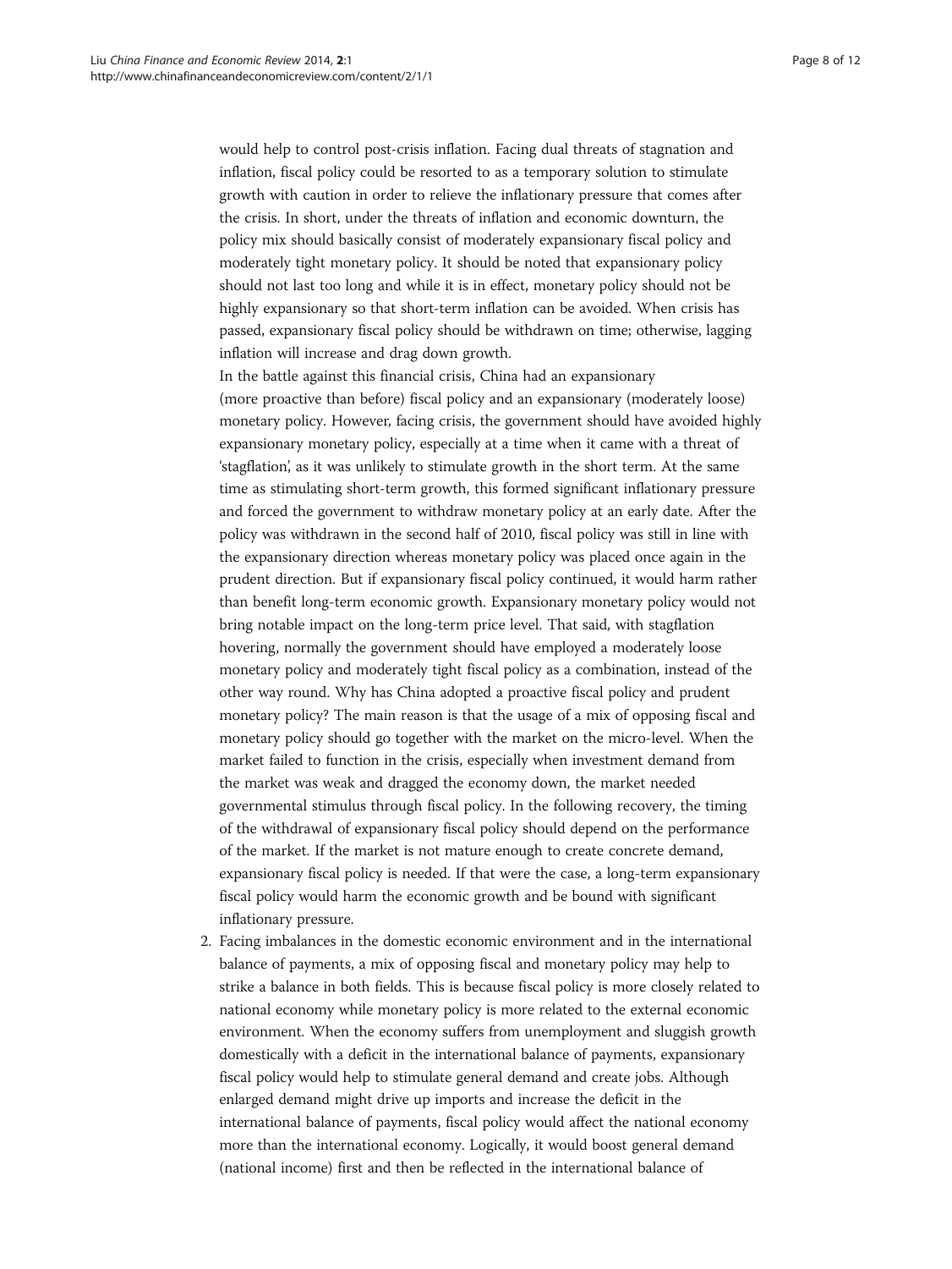would help to control post-crisis inflation. Facing dual threats of stagnation and inflation, fiscal policy could be resorted to as a temporary solution to stimulate growth with caution in order to relieve the inflationary pressure that comes after the crisis. In short, under the threats of inflation and economic downturn, the policy mix should basically consist of moderately expansionary fiscal policy and moderately tight monetary policy. It should be noted that expansionary policy should not last too long and while it is in effect, monetary policy should not be highly expansionary so that short-term inflation can be avoided. When crisis has passed, expansionary fiscal policy should be withdrawn on time; otherwise, lagging inflation will increase and drag down growth.

In the battle against this financial crisis, China had an expansionary (more proactive than before) fiscal policy and an expansionary (moderately loose) monetary policy. However, facing crisis, the government should have avoided highly expansionary monetary policy, especially at a time when it came with a threat of 'stagflation', as it was unlikely to stimulate growth in the short term. At the same time as stimulating short-term growth, this formed significant inflationary pressure and forced the government to withdraw monetary policy at an early date. After the policy was withdrawn in the second half of 2010, fiscal policy was still in line with the expansionary direction whereas monetary policy was placed once again in the prudent direction. But if expansionary fiscal policy continued, it would harm rather than benefit long-term economic growth. Expansionary monetary policy would not bring notable impact on the long-term price level. That said, with stagflation hovering, normally the government should have employed a moderately loose monetary policy and moderately tight fiscal policy as a combination, instead of the other way round. Why has China adopted a proactive fiscal policy and prudent monetary policy? The main reason is that the usage of a mix of opposing fiscal and monetary policy should go together with the market on the micro-level. When the market failed to function in the crisis, especially when investment demand from the market was weak and dragged the economy down, the market needed governmental stimulus through fiscal policy. In the following recovery, the timing of the withdrawal of expansionary fiscal policy should depend on the performance of the market. If the market is not mature enough to create concrete demand, expansionary fiscal policy is needed. If that were the case, a long-term expansionary fiscal policy would harm the economic growth and be bound with significant inflationary pressure.

2. Facing imbalances in the domestic economic environment and in the international balance of payments, a mix of opposing fiscal and monetary policy may help to strike a balance in both fields. This is because fiscal policy is more closely related to national economy while monetary policy is more related to the external economic environment. When the economy suffers from unemployment and sluggish growth domestically with a deficit in the international balance of payments, expansionary fiscal policy would help to stimulate general demand and create jobs. Although enlarged demand might drive up imports and increase the deficit in the international balance of payments, fiscal policy would affect the national economy more than the international economy. Logically, it would boost general demand (national income) first and then be reflected in the international balance of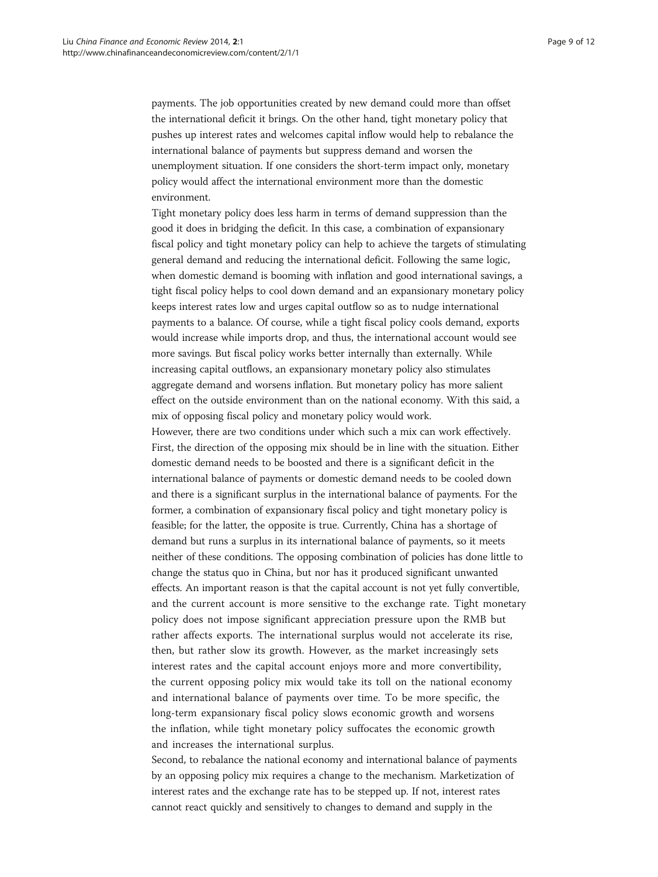payments. The job opportunities created by new demand could more than offset the international deficit it brings. On the other hand, tight monetary policy that pushes up interest rates and welcomes capital inflow would help to rebalance the international balance of payments but suppress demand and worsen the unemployment situation. If one considers the short-term impact only, monetary policy would affect the international environment more than the domestic environment.

Tight monetary policy does less harm in terms of demand suppression than the good it does in bridging the deficit. In this case, a combination of expansionary fiscal policy and tight monetary policy can help to achieve the targets of stimulating general demand and reducing the international deficit. Following the same logic, when domestic demand is booming with inflation and good international savings, a tight fiscal policy helps to cool down demand and an expansionary monetary policy keeps interest rates low and urges capital outflow so as to nudge international payments to a balance. Of course, while a tight fiscal policy cools demand, exports would increase while imports drop, and thus, the international account would see more savings. But fiscal policy works better internally than externally. While increasing capital outflows, an expansionary monetary policy also stimulates aggregate demand and worsens inflation. But monetary policy has more salient effect on the outside environment than on the national economy. With this said, a mix of opposing fiscal policy and monetary policy would work.

However, there are two conditions under which such a mix can work effectively. First, the direction of the opposing mix should be in line with the situation. Either domestic demand needs to be boosted and there is a significant deficit in the international balance of payments or domestic demand needs to be cooled down and there is a significant surplus in the international balance of payments. For the former, a combination of expansionary fiscal policy and tight monetary policy is feasible; for the latter, the opposite is true. Currently, China has a shortage of demand but runs a surplus in its international balance of payments, so it meets neither of these conditions. The opposing combination of policies has done little to change the status quo in China, but nor has it produced significant unwanted effects. An important reason is that the capital account is not yet fully convertible, and the current account is more sensitive to the exchange rate. Tight monetary policy does not impose significant appreciation pressure upon the RMB but rather affects exports. The international surplus would not accelerate its rise, then, but rather slow its growth. However, as the market increasingly sets interest rates and the capital account enjoys more and more convertibility, the current opposing policy mix would take its toll on the national economy and international balance of payments over time. To be more specific, the long-term expansionary fiscal policy slows economic growth and worsens the inflation, while tight monetary policy suffocates the economic growth and increases the international surplus.

Second, to rebalance the national economy and international balance of payments by an opposing policy mix requires a change to the mechanism. Marketization of interest rates and the exchange rate has to be stepped up. If not, interest rates cannot react quickly and sensitively to changes to demand and supply in the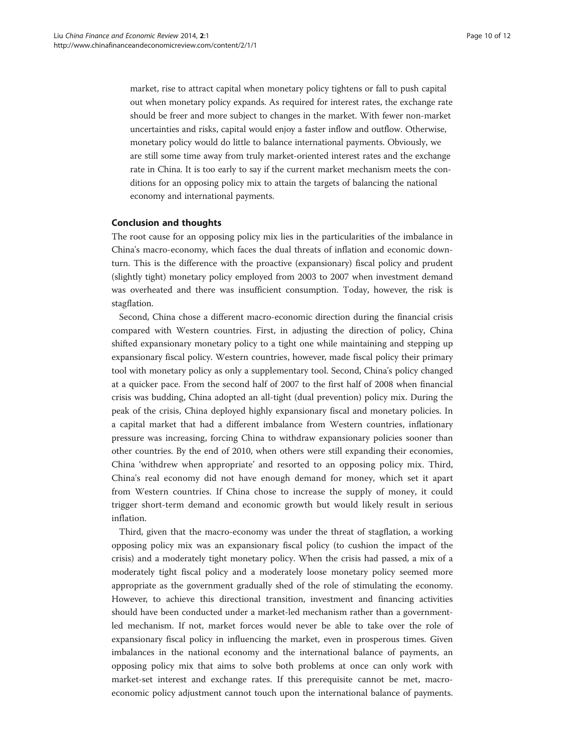market, rise to attract capital when monetary policy tightens or fall to push capital out when monetary policy expands. As required for interest rates, the exchange rate should be freer and more subject to changes in the market. With fewer non-market uncertainties and risks, capital would enjoy a faster inflow and outflow. Otherwise, monetary policy would do little to balance international payments. Obviously, we are still some time away from truly market-oriented interest rates and the exchange rate in China. It is too early to say if the current market mechanism meets the conditions for an opposing policy mix to attain the targets of balancing the national economy and international payments.

## Conclusion and thoughts

The root cause for an opposing policy mix lies in the particularities of the imbalance in China's macro-economy, which faces the dual threats of inflation and economic downturn. This is the difference with the proactive (expansionary) fiscal policy and prudent (slightly tight) monetary policy employed from 2003 to 2007 when investment demand was overheated and there was insufficient consumption. Today, however, the risk is stagflation.

Second, China chose a different macro-economic direction during the financial crisis compared with Western countries. First, in adjusting the direction of policy, China shifted expansionary monetary policy to a tight one while maintaining and stepping up expansionary fiscal policy. Western countries, however, made fiscal policy their primary tool with monetary policy as only a supplementary tool. Second, China's policy changed at a quicker pace. From the second half of 2007 to the first half of 2008 when financial crisis was budding, China adopted an all-tight (dual prevention) policy mix. During the peak of the crisis, China deployed highly expansionary fiscal and monetary policies. In a capital market that had a different imbalance from Western countries, inflationary pressure was increasing, forcing China to withdraw expansionary policies sooner than other countries. By the end of 2010, when others were still expanding their economies, China 'withdrew when appropriate' and resorted to an opposing policy mix. Third, China's real economy did not have enough demand for money, which set it apart from Western countries. If China chose to increase the supply of money, it could trigger short-term demand and economic growth but would likely result in serious inflation.

Third, given that the macro-economy was under the threat of stagflation, a working opposing policy mix was an expansionary fiscal policy (to cushion the impact of the crisis) and a moderately tight monetary policy. When the crisis had passed, a mix of a moderately tight fiscal policy and a moderately loose monetary policy seemed more appropriate as the government gradually shed of the role of stimulating the economy. However, to achieve this directional transition, investment and financing activities should have been conducted under a market-led mechanism rather than a government-led mechanism. If not, market forces would never be able to take over the role of expansionary fiscal policy in influencing the market, even in prosperous times. Given imbalances in the national economy and the international balance of payments, an opposing policy mix that aims to solve both problems at once can only work with market-set interest and exchange rates. If this prerequisite cannot be met, macro-economic policy adjustment cannot touch upon the international balance of payments.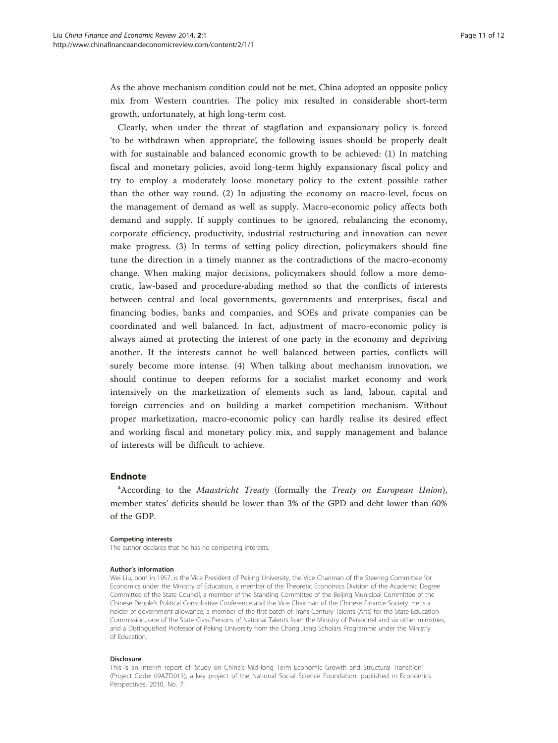As the above mechanism condition could not be met, China adopted an opposite policy mix from Western countries. The policy mix resulted in considerable short-term growth, unfortunately, at high long-term cost.

Clearly, when under the threat of stagflation and expansionary policy is forced 'to be withdrawn when appropriate', the following issues should be properly dealt with for sustainable and balanced economic growth to be achieved: (1) In matching fiscal and monetary policies, avoid long-term highly expansionary fiscal policy and try to employ a moderately loose monetary policy to the extent possible rather than the other way round. (2) In adjusting the economy on macro-level, focus on the management of demand as well as supply. Macro-economic policy affects both demand and supply. If supply continues to be ignored, rebalancing the economy, corporate efficiency, productivity, industrial restructuring and innovation can never make progress. (3) In terms of setting policy direction, policymakers should fine tune the direction in a timely manner as the contradictions of the macro-economy change. When making major decisions, policymakers should follow a more democratic, law-based and procedure-abiding method so that the conflicts of interests between central and local governments, governments and enterprises, fiscal and financing bodies, banks and companies, and SOEs and private companies can be coordinated and well balanced. In fact, adjustment of macro-economic policy is always aimed at protecting the interest of one party in the economy and depriving another. If the interests cannot be well balanced between parties, conflicts will surely become more intense. (4) When talking about mechanism innovation, we should continue to deepen reforms for a socialist market economy and work intensively on the marketization of elements such as land, labour, capital and foreign currencies and on building a market competition mechanism. Without proper marketization, macro-economic policy can hardly realise its desired effect and working fiscal and monetary policy mix, and supply management and balance of interests will be difficult to achieve.

## Endnote

[a]According to the *Maastricht Treaty* (formally the *Treaty on European Union*), member states' deficits should be lower than 3% of the GPD and debt lower than 60% of the GDP.

#### Competing interests

The author declares that he has no competing interests.

#### Author's information

Wei Liu, born in 1957, is the Vice President of Peking University, the Vice Chairman of the Steering Committee for Economics under the Ministry of Education, a member of the Theoretic Economics Division of the Academic Degree Committee of the State Council, a member of the Standing Committee of the Beijing Municipal Committee of the Chinese People's Political Consultative Conference and the Vice Chairman of the Chinese Finance Society. He is a holder of government allowance, a member of the first batch of Trans-Century Talents (Arts) for the State Education Commission, one of the State Class Persons of National Talents from the Ministry of Personnel and six other ministries, and a Distinguished Professor of Peking University from the Chang Jiang Scholars Programme under the Ministry of Education.

#### Disclosure

This is an interim report of 'Study on China's Mid-long Term Economic Growth and Structural Transition' (Project Code: 09AZD013), a key project of the National Social Science Foundation, published in Economics Perspectives, 2010, No. 7.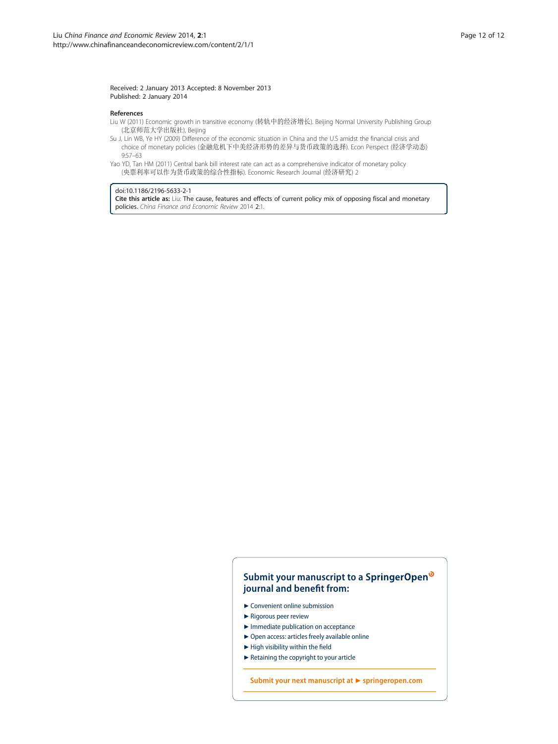Received: 2 January 2013 Accepted: 8 November 2013
Published: 2 January 2014

## References

Liu W (2011) Economic growth in transitive economy (转轨中的经济增长). Beijing Normal University Publishing Group (北京师范大学出版社), Beijing

Su J, Lin WB, Ye HY (2009) Difference of the economic situation in China and the U.S amidst the financial crisis and choice of monetary policies (金融危机下中美经济形势的差异与货币政策的选择). Econ Perspect (经济学动态) 9:57–63

Yao YD, Tan HM (2011) Central bank bill interest rate can act as a comprehensive indicator of monetary policy (央票利率可以作为货币政策的综合性指标). Economic Research Journal (经济研究) 2

doi:10.1186/2196-5633-2-1

**Cite this article as:** Liu: The cause, features and effects of current policy mix of opposing fiscal and monetary policies. *China Finance and Economic Review* 2014 **2**:1.

**Submit your manuscript to a SpringerOpen journal and benefit from:**

- ► Convenient online submission
- ► Rigorous peer review
- ► Immediate publication on acceptance
- ► Open access: articles freely available online
- ► High visibility within the field
- ► Retaining the copyright to your article

**Submit your next manuscript at ► springeropen.com**